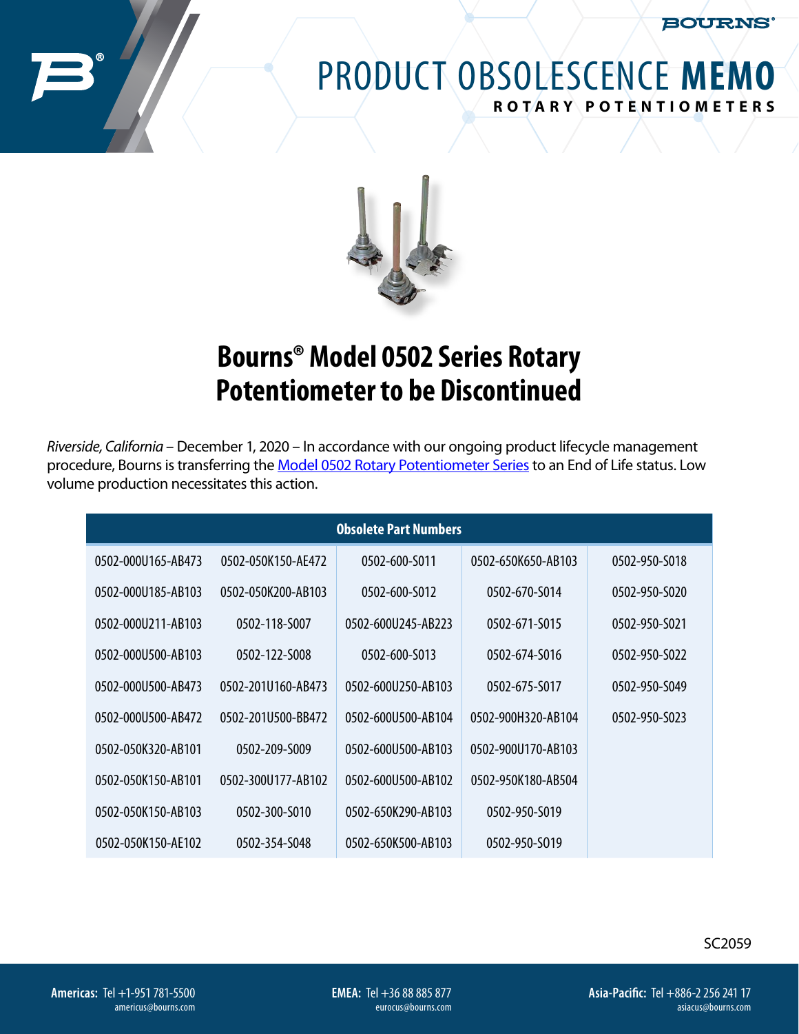# PRODUCT OBSOLESCENCE **MEMO**

**ROTARY POTENTIOMETERS**

## Bourns® Model 0502 Series Rotary Potentiometer to be Discontinued

*Riverside, California* – December 1, 2020 – In accordance with our ongoing product lifecycle management procedure, Bourns is transferring the Model 0502 Rotary Potentiometer Series to an End of Life status. Low volume production necessitates this action.

| Obsolete Part Numbers | | | | |
|---|---|---|---|---|
| 0502-000U165-AB473 | 0502-050K150-AE472 | 0502-600-S011 | 0502-650K650-AB103 | 0502-950-S018 |
| 0502-000U185-AB103 | 0502-050K200-AB103 | 0502-600-S012 | 0502-670-S014 | 0502-950-S020 |
| 0502-000U211-AB103 | 0502-118-S007 | 0502-600U245-AB223 | 0502-671-S015 | 0502-950-S021 |
| 0502-000U500-AB103 | 0502-122-S008 | 0502-600-S013 | 0502-674-S016 | 0502-950-S022 |
| 0502-000U500-AB473 | 0502-201U160-AB473 | 0502-600U250-AB103 | 0502-675-S017 | 0502-950-S049 |
| 0502-000U500-AB472 | 0502-201U500-BB472 | 0502-600U500-AB104 | 0502-900H320-AB104 | 0502-950-S023 |
| 0502-050K320-AB101 | 0502-209-S009 | 0502-600U500-AB103 | 0502-900U170-AB103 | |
| 0502-050K150-AB101 | 0502-300U177-AB102 | 0502-600U500-AB102 | 0502-950K180-AB504 | |
| 0502-050K150-AB103 | 0502-300-S010 | 0502-650K290-AB103 | 0502-950-S019 | |
| 0502-050K150-AE102 | 0502-354-S048 | 0502-650K500-AB103 | 0502-950-S019 | |

SC2059

**Americas:** Tel +1-951 781-5500 americus@bourns.com

**EMEA:** Tel +36 88 885 877 eurocus@bourns.com

**Asia-Pacific:** Tel +886-2 256 241 17 asiacus@bourns.com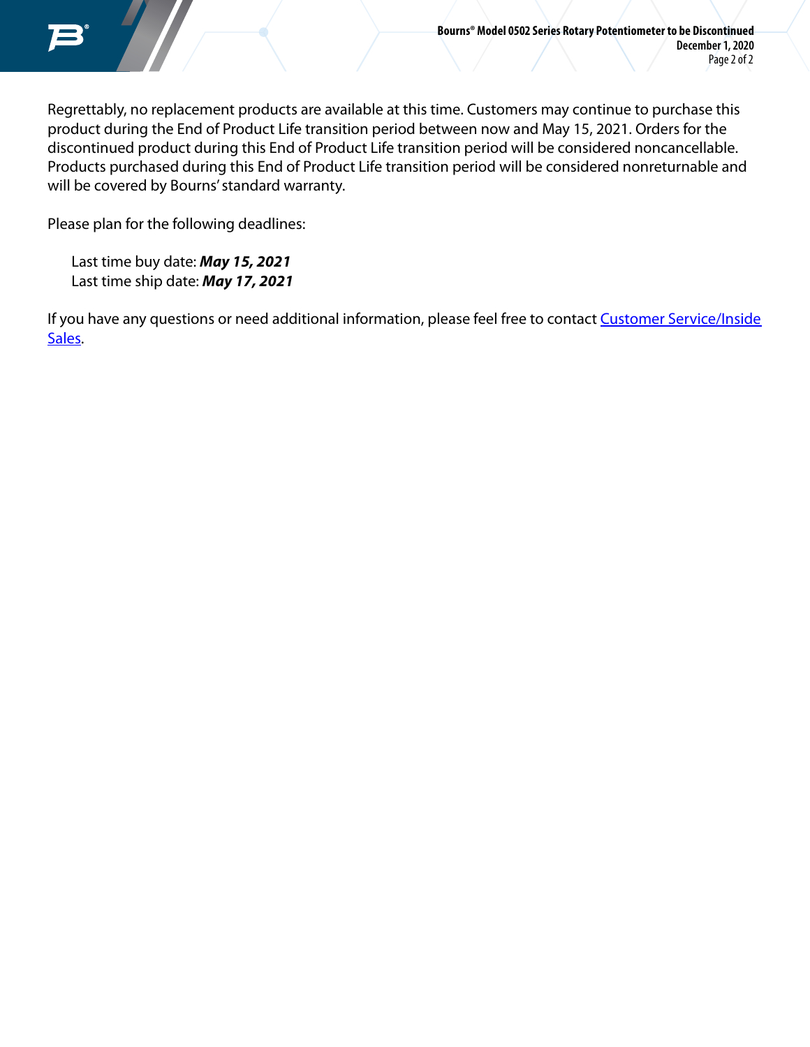Regrettably, no replacement products are available at this time. Customers may continue to purchase this product during the End of Product Life transition period between now and May 15, 2021. Orders for the discontinued product during this End of Product Life transition period will be considered noncancellable. Products purchased during this End of Product Life transition period will be considered nonreturnable and will be covered by Bourns' standard warranty.

Please plan for the following deadlines:

Last time buy date: ***May 15, 2021***
Last time ship date: ***May 17, 2021***

If you have any questions or need additional information, please feel free to contact Customer Service/Inside Sales.